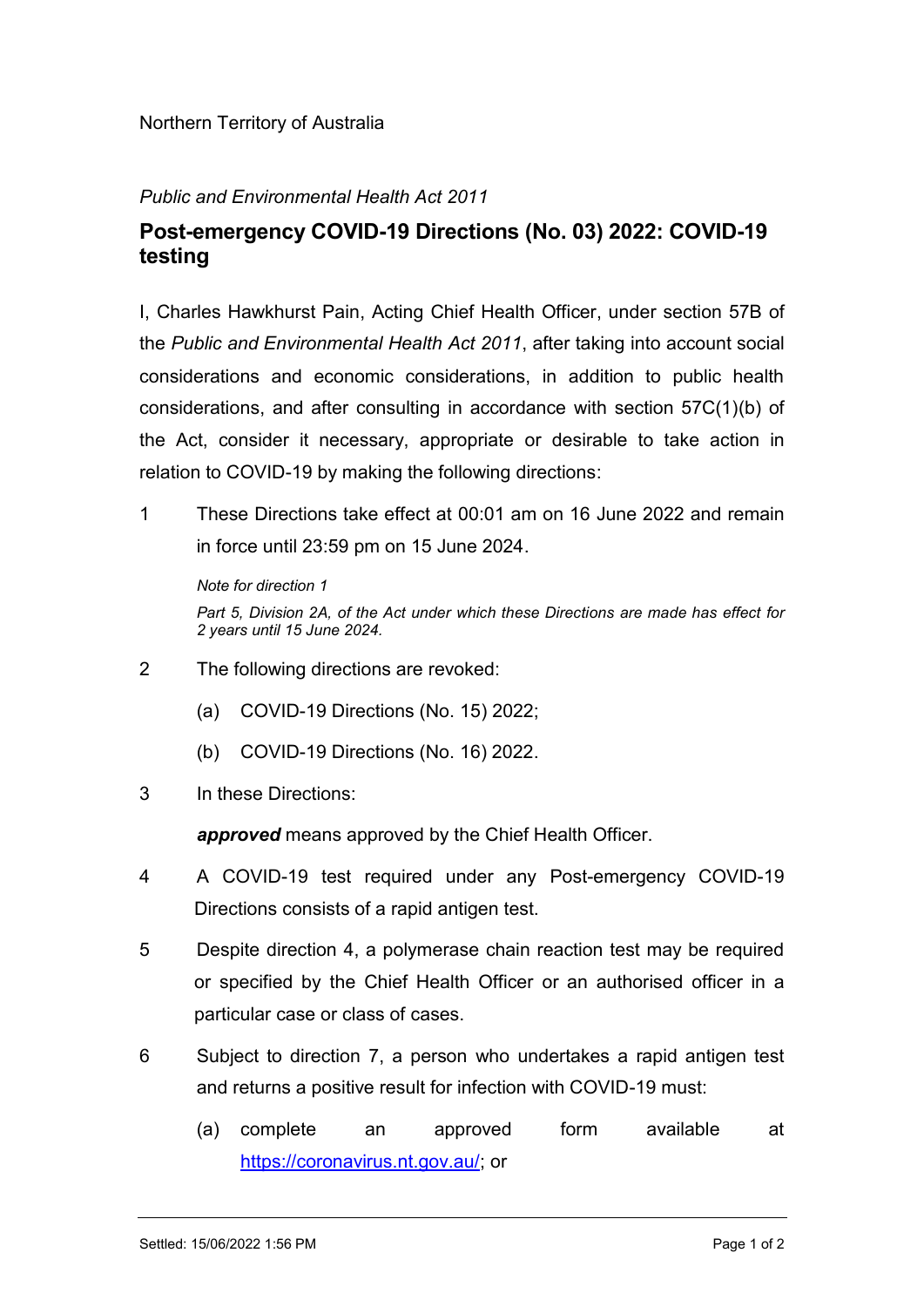Northern Territory of Australia

*Public and Environmental Health Act 2011*

# Post-emergency COVID-19 Directions (No. 03) 2022: COVID-19 testing

I, Charles Hawkhurst Pain, Acting Chief Health Officer, under section 57B of the *Public and Environmental Health Act 2011*, after taking into account social considerations and economic considerations, in addition to public health considerations, and after consulting in accordance with section 57C(1)(b) of the Act, consider it necessary, appropriate or desirable to take action in relation to COVID-19 by making the following directions:

1 These Directions take effect at 00:01 am on 16 June 2022 and remain in force until 23:59 pm on 15 June 2024.

*Note for direction 1*

*Part 5, Division 2A, of the Act under which these Directions are made has effect for 2 years until 15 June 2024.*

2 The following directions are revoked:

(a) COVID-19 Directions (No. 15) 2022;

(b) COVID-19 Directions (No. 16) 2022.

3 In these Directions:

***approved*** means approved by the Chief Health Officer.

4 A COVID-19 test required under any Post-emergency COVID-19 Directions consists of a rapid antigen test.

5 Despite direction 4, a polymerase chain reaction test may be required or specified by the Chief Health Officer or an authorised officer in a particular case or class of cases.

6 Subject to direction 7, a person who undertakes a rapid antigen test and returns a positive result for infection with COVID-19 must:

(a) complete an approved form available at https://coronavirus.nt.gov.au/; or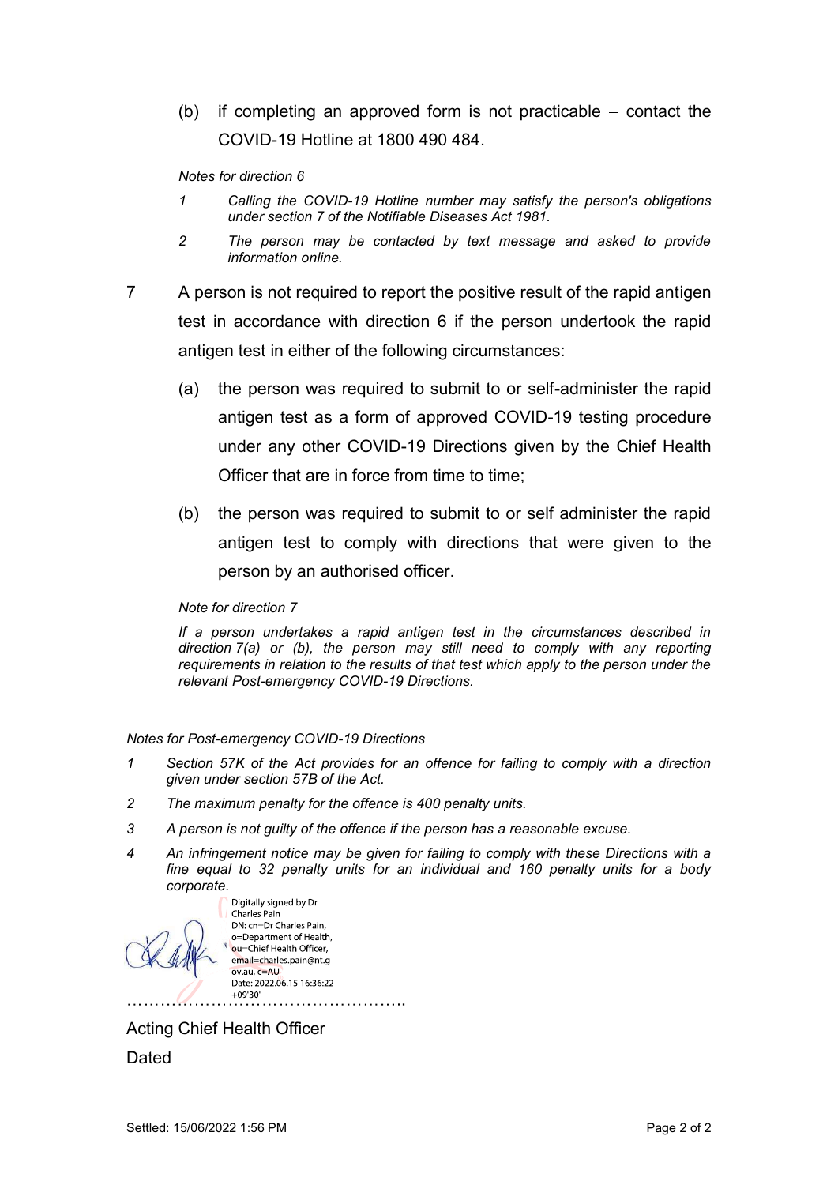(b) if completing an approved form is not practicable – contact the COVID-19 Hotline at 1800 490 484.

*Notes for direction 6*

*1 Calling the COVID-19 Hotline number may satisfy the person's obligations under section 7 of the Notifiable Diseases Act 1981.*

*2 The person may be contacted by text message and asked to provide information online.*

7 A person is not required to report the positive result of the rapid antigen test in accordance with direction 6 if the person undertook the rapid antigen test in either of the following circumstances:

(a) the person was required to submit to or self-administer the rapid antigen test as a form of approved COVID-19 testing procedure under any other COVID-19 Directions given by the Chief Health Officer that are in force from time to time;

(b) the person was required to submit to or self administer the rapid antigen test to comply with directions that were given to the person by an authorised officer.

*Note for direction 7*

*If a person undertakes a rapid antigen test in the circumstances described in direction 7(a) or (b), the person may still need to comply with any reporting requirements in relation to the results of that test which apply to the person under the relevant Post-emergency COVID-19 Directions.*

*Notes for Post-emergency COVID-19 Directions*

*1 Section 57K of the Act provides for an offence for failing to comply with a direction given under section 57B of the Act.*

*2 The maximum penalty for the offence is 400 penalty units.*

*3 A person is not guilty of the offence if the person has a reasonable excuse.*

*4 An infringement notice may be given for failing to comply with these Directions with a fine equal to 32 penalty units for an individual and 160 penalty units for a body corporate.*

Digitally signed by Dr Charles Pain
DN: cn=Dr Charles Pain, o=Department of Health, ou=Chief Health Officer, email=charles.pain@nt.gov.au, c=AU
Date: 2022.06.15 16:36:22 +09'30'

……………………………………………..

Acting Chief Health Officer

Dated

Settled: 15/06/2022 1:56 PM